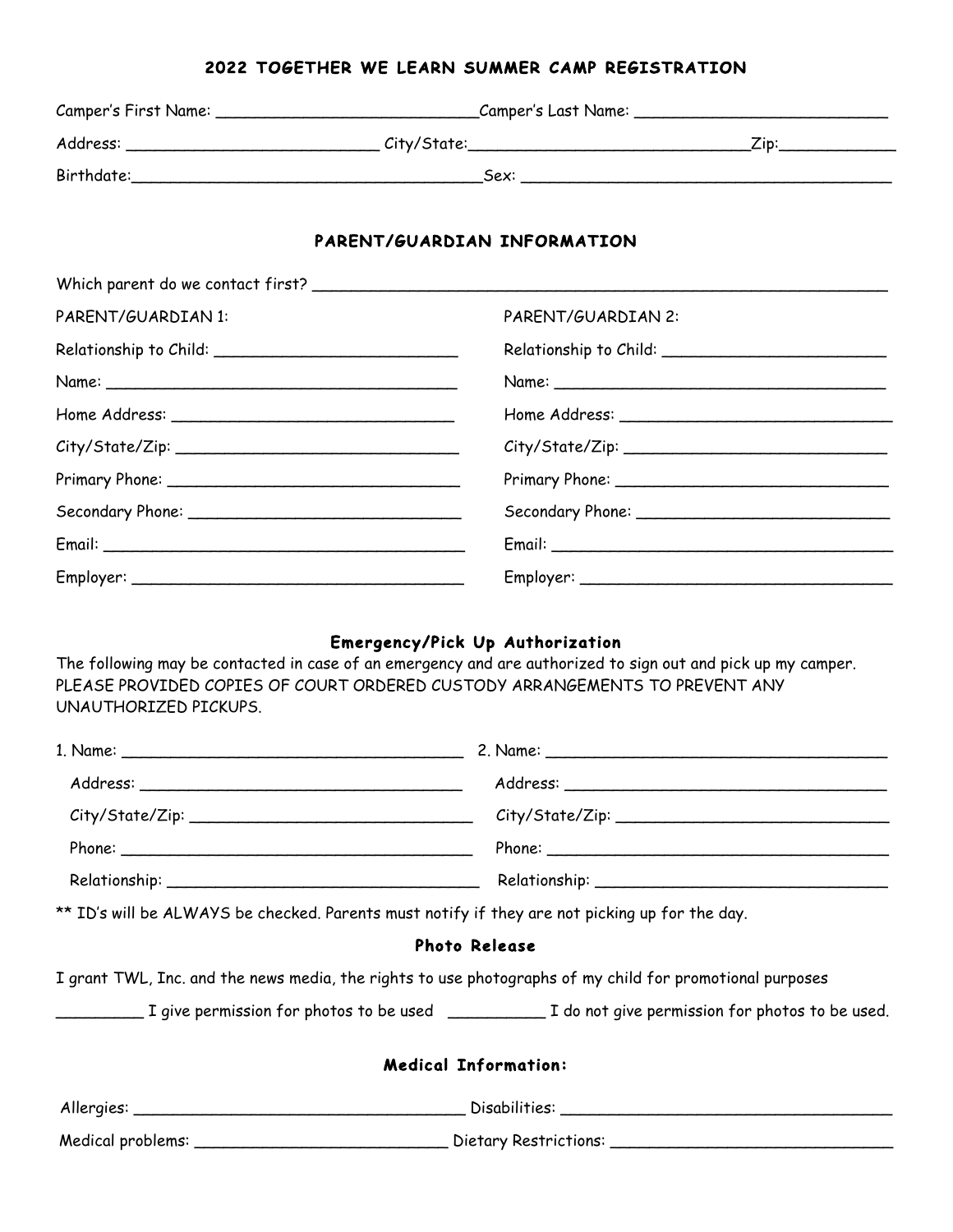# 2022 TOGETHER WE LEARN SUMMER CAMP REGISTRATION

Camper's First Name: ___________________________Camper's Last Name: ___________________________

Address: ___________________________ City/State:_____________________________Zip:____________

Birthdate:______________________________________Sex: ________________________________________

## PARENT/GUARDIAN INFORMATION

Which parent do we contact first? ______________________________________________________________

| PARENT/GUARDIAN 1: | PARENT/GUARDIAN 2: |
|---|---|
| Relationship to Child: __________________________ | Relationship to Child: ________________________ |
| Name: ______________________________________ | Name: ____________________________________ |
| Home Address: ______________________________ | Home Address: _____________________________ |
| City/State/Zip: ______________________________ | City/State/Zip: ____________________________ |
| Primary Phone: ______________________________ | Primary Phone: _____________________________ |
| Secondary Phone: ____________________________ | Secondary Phone: ___________________________ |
| Email: ______________________________________ | Email: ____________________________________ |
| Employer: ___________________________________ | Employer: _________________________________ |

## Emergency/Pick Up Authorization

The following may be contacted in case of an emergency and are authorized to sign out and pick up my camper. PLEASE PROVIDED COPIES OF COURT ORDERED CUSTODY ARRANGEMENTS TO PREVENT ANY UNAUTHORIZED PICKUPS.

| 1. Name: ____________________________________ | 2. Name: ____________________________________ |
|---|---|
| Address: ___________________________________ | Address: ___________________________________ |
| City/State/Zip: ______________________________ | City/State/Zip: ______________________________ |
| Phone: _____________________________________ | Phone: _____________________________________ |
| Relationship: _________________________________ | Relationship: ________________________________ |

** ID's will be ALWAYS be checked. Parents must notify if they are not picking up for the day.

## Photo Release

I grant TWL, Inc. and the news media, the rights to use photographs of my child for promotional purposes

_________ I give permission for photos to be used __________ I do not give permission for photos to be used.

## Medical Information:

Allergies: ___________________________________ Disabilities: ___________________________________

Medical problems: ___________________________ Dietary Restrictions: ______________________________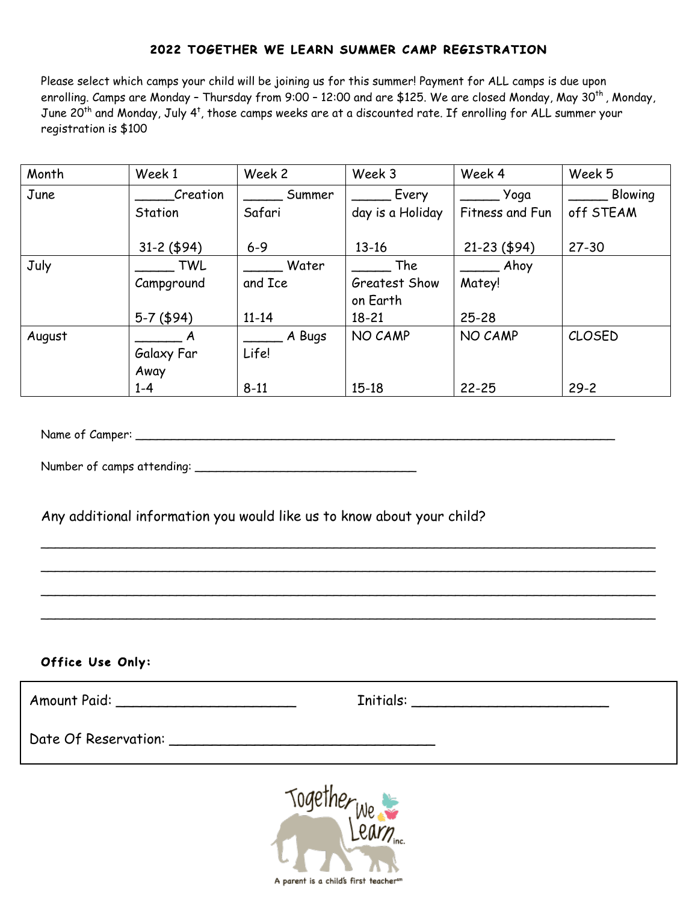**2022 TOGETHER WE LEARN SUMMER CAMP REGISTRATION**

Please select which camps your child will be joining us for this summer! Payment for ALL camps is due upon enrolling. Camps are Monday – Thursday from 9:00 – 12:00 and are $125. We are closed Monday, May 30th, Monday, June 20th and Monday, July 4t, those camps weeks are at a discounted rate. If enrolling for ALL summer your registration is $100

| Month | Week 1 | Week 2 | Week 3 | Week 4 | Week 5 |
|---|---|---|---|---|---|
| June | _____Creation Station 31-2 ($94) | _____ Summer Safari 6-9 | _____ Every day is a Holiday 13-16 | _____ Yoga Fitness and Fun 21-23 ($94) | _____ Blowing off STEAM 27-30 |
| July | _____ TWL Campground 5-7 ($94) | _____ Water and Ice 11-14 | _____ The Greatest Show on Earth 18-21 | _____ Ahoy Matey! 25-28 | |
| August | ______ A Galaxy Far Away 1-4 | _____ A Bugs Life! 8-11 | NO CAMP 15-18 | NO CAMP 22-25 | CLOSED 29-2 |

Name of Camper: ____________________________________________________________

Number of camps attending: ____________________________

Any additional information you would like us to know about your child?

_______________________________________________________________________________

_______________________________________________________________________________

_______________________________________________________________________________

_______________________________________________________________________________

**Office Use Only:**

Amount Paid: ______________________ Initials: ________________________

Date Of Reservation: ________________________________

Together We Learn inc.

A parent is a child's first teacher℠